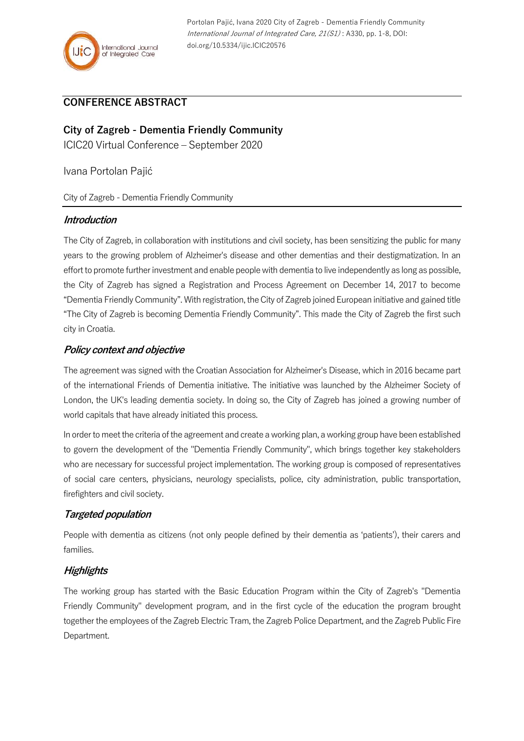Portolan Pajić, Ivana 2020 City of Zagreb - Dementia Friendly Community *International Journal of Integrated Care, 21(S1)* : A330, pp. 1-8, DOI: doi.org/10.5334/ijic.ICIC20576

## CONFERENCE ABSTRACT

# City of Zagreb - Dementia Friendly Community

ICIC20 Virtual Conference – September 2020

Ivana Portolan Pajić

City of Zagreb - Dementia Friendly Community

## *Introduction*

The City of Zagreb, in collaboration with institutions and civil society, has been sensitizing the public for many years to the growing problem of Alzheimer's disease and other dementias and their destigmatization. In an effort to promote further investment and enable people with dementia to live independently as long as possible, the City of Zagreb has signed a Registration and Process Agreement on December 14, 2017 to become "Dementia Friendly Community". With registration, the City of Zagreb joined European initiative and gained title "The City of Zagreb is becoming Dementia Friendly Community". This made the City of Zagreb the first such city in Croatia.

## *Policy context and objective*

The agreement was signed with the Croatian Association for Alzheimer's Disease, which in 2016 became part of the international Friends of Dementia initiative. The initiative was launched by the Alzheimer Society of London, the UK's leading dementia society. In doing so, the City of Zagreb has joined a growing number of world capitals that have already initiated this process.

In order to meet the criteria of the agreement and create a working plan, a working group have been established to govern the development of the "Dementia Friendly Community", which brings together key stakeholders who are necessary for successful project implementation. The working group is composed of representatives of social care centers, physicians, neurology specialists, police, city administration, public transportation, firefighters and civil society.

## *Targeted population*

People with dementia as citizens (not only people defined by their dementia as 'patients'), their carers and families.

## *Highlights*

The working group has started with the Basic Education Program within the City of Zagreb's "Dementia Friendly Community" development program, and in the first cycle of the education the program brought together the employees of the Zagreb Electric Tram, the Zagreb Police Department, and the Zagreb Public Fire Department.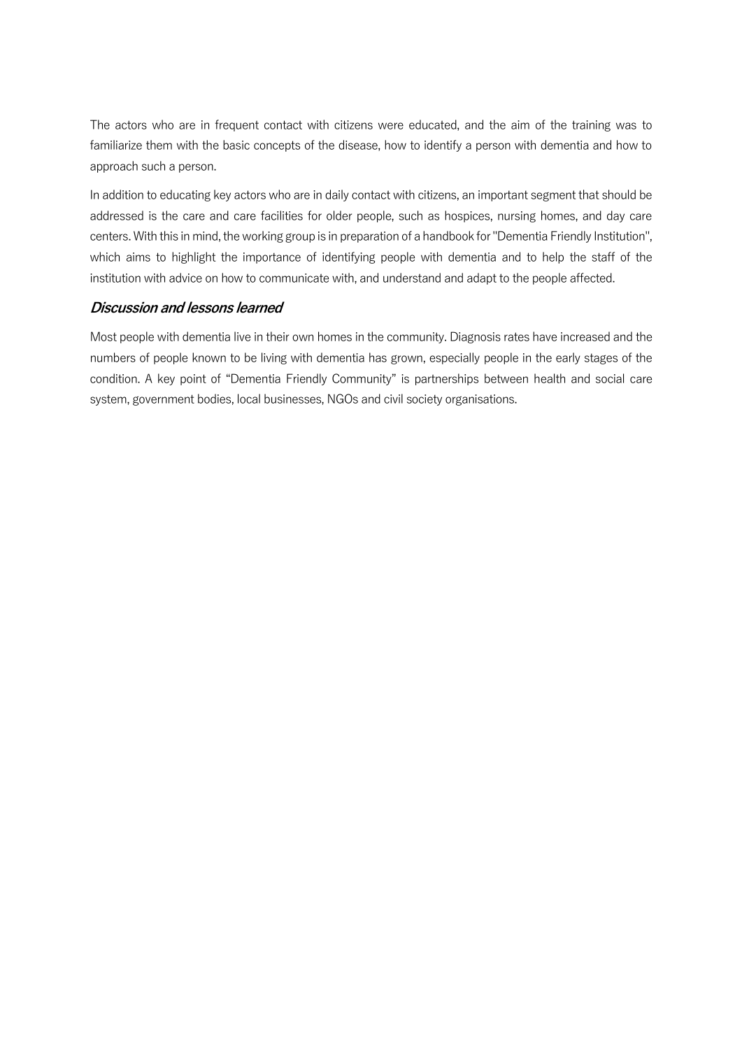The actors who are in frequent contact with citizens were educated, and the aim of the training was to familiarize them with the basic concepts of the disease, how to identify a person with dementia and how to approach such a person.

In addition to educating key actors who are in daily contact with citizens, an important segment that should be addressed is the care and care facilities for older people, such as hospices, nursing homes, and day care centers. With this in mind, the working group is in preparation of a handbook for "Dementia Friendly Institution", which aims to highlight the importance of identifying people with dementia and to help the staff of the institution with advice on how to communicate with, and understand and adapt to the people affected.

### *Discussion and lessons learned*

Most people with dementia live in their own homes in the community. Diagnosis rates have increased and the numbers of people known to be living with dementia has grown, especially people in the early stages of the condition. A key point of "Dementia Friendly Community" is partnerships between health and social care system, government bodies, local businesses, NGOs and civil society organisations.